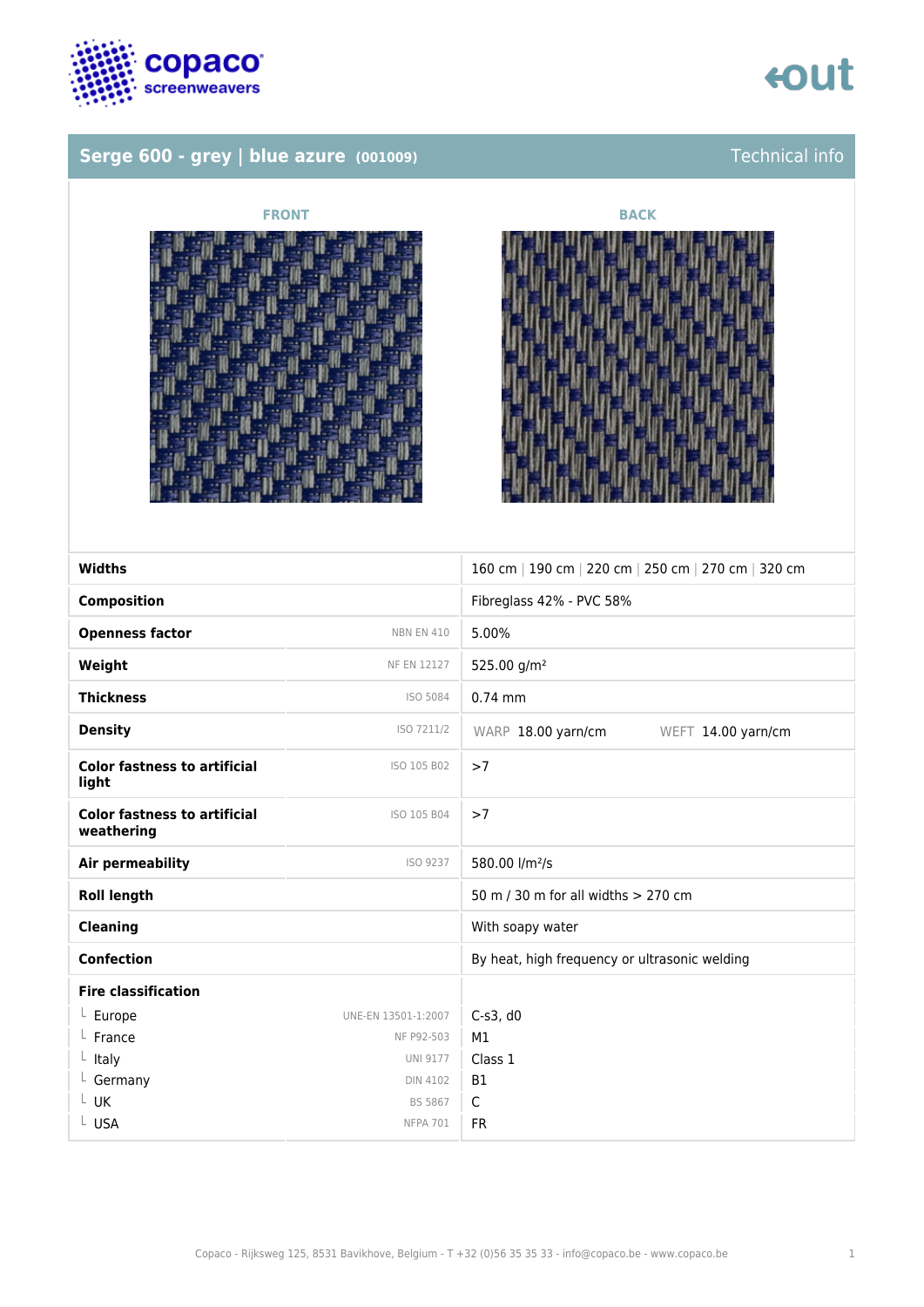# Serge 600 - grey | blue azure (001009)

Technical info

FRONT

BACK

| Property | Standard | Value |
|---|---|---|
| **Widths** | | 160 cm \| 190 cm \| 220 cm \| 250 cm \| 270 cm \| 320 cm |
| **Composition** | | Fibreglass 42% - PVC 58% |
| **Openness factor** | NBN EN 410 | 5.00% |
| **Weight** | NF EN 12127 | 525.00 g/m² |
| **Thickness** | ISO 5084 | 0.74 mm |
| **Density** | ISO 7211/2 | WARP 18.00 yarn/cm WEFT 14.00 yarn/cm |
| **Color fastness to artificial light** | ISO 105 B02 | >7 |
| **Color fastness to artificial weathering** | ISO 105 B04 | >7 |
| **Air permeability** | ISO 9237 | 580.00 l/m²/s |
| **Roll length** | | 50 m / 30 m for all widths > 270 cm |
| **Cleaning** | | With soapy water |
| **Confection** | | By heat, high frequency or ultrasonic welding |
| **Fire classification** | | |
| └ Europe | UNE-EN 13501-1:2007 | C-s3, d0 |
| └ France | NF P92-503 | M1 |
| └ Italy | UNI 9177 | Class 1 |
| └ Germany | DIN 4102 | B1 |
| └ UK | BS 5867 | C |
| └ USA | NFPA 701 | FR |

Copaco - Rijksweg 125, 8531 Bavikhove, Belgium - T +32 (0)56 35 35 33 - info@copaco.be - www.copaco.be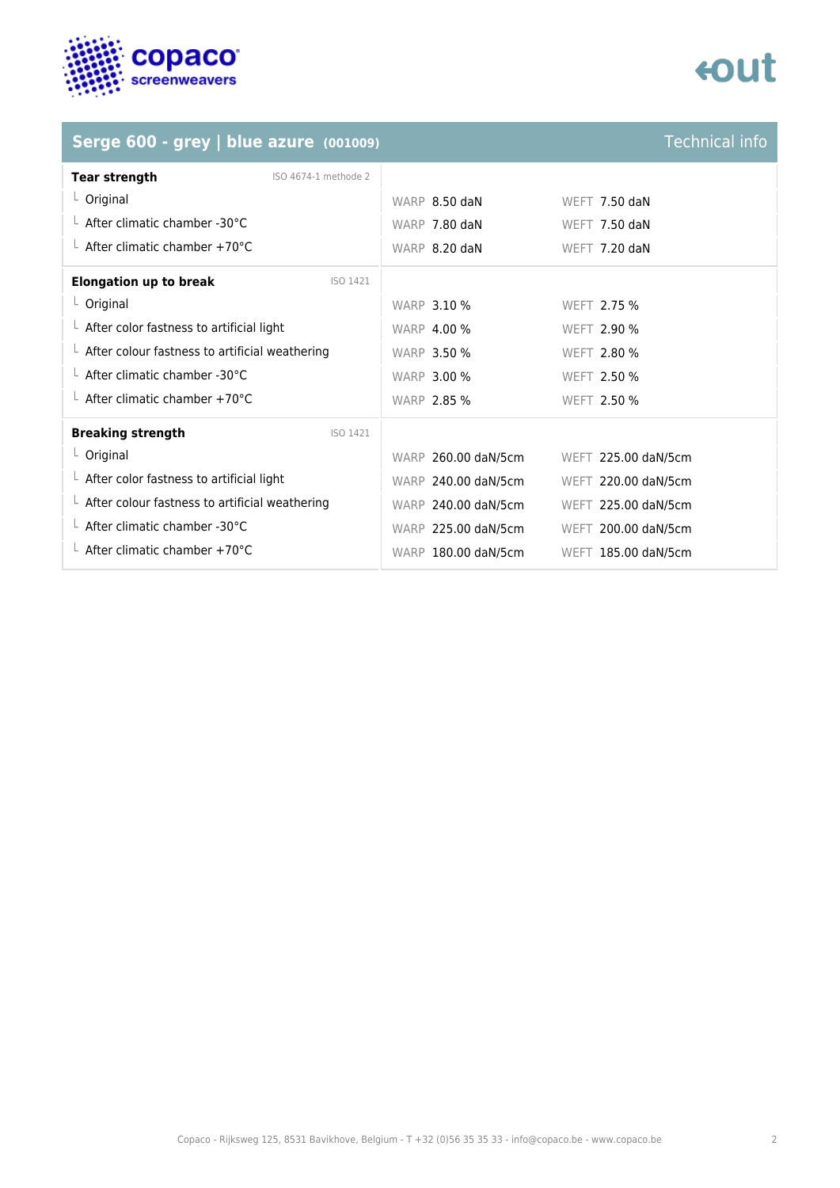## Serge 600 - grey | blue azure (001009)

Technical info

| Tear strength (ISO 4674-1 methode 2) | Warp | Weft |
|---|---|---|
| Original | 8.50 daN | 7.50 daN |
| After climatic chamber -30°C | 7.80 daN | 7.50 daN |
| After climatic chamber +70°C | 8.20 daN | 7.20 daN |

| Elongation up to break (ISO 1421) | Warp | Weft |
|---|---|---|
| Original | 3.10 % | 2.75 % |
| After color fastness to artificial light | 4.00 % | 2.90 % |
| After colour fastness to artificial weathering | 3.50 % | 2.80 % |
| After climatic chamber -30°C | 3.00 % | 2.50 % |
| After climatic chamber +70°C | 2.85 % | 2.50 % |

| Breaking strength (ISO 1421) | Warp | Weft |
|---|---|---|
| Original | 260.00 daN/5cm | 225.00 daN/5cm |
| After color fastness to artificial light | 240.00 daN/5cm | 220.00 daN/5cm |
| After colour fastness to artificial weathering | 240.00 daN/5cm | 225.00 daN/5cm |
| After climatic chamber -30°C | 225.00 daN/5cm | 200.00 daN/5cm |
| After climatic chamber +70°C | 180.00 daN/5cm | 185.00 daN/5cm |

Copaco - Rijksweg 125, 8531 Bavikhove, Belgium - T +32 (0)56 35 35 33 - info@copaco.be - www.copaco.be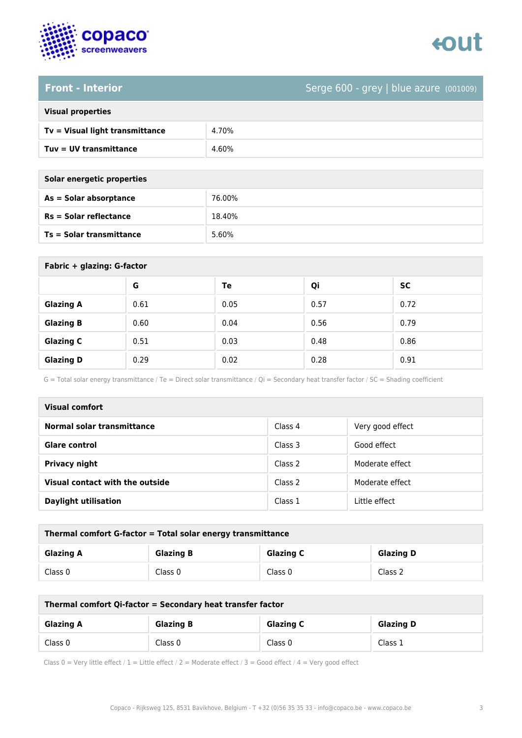## Front - Interior

Serge 600 - grey | blue azure (001009)

| Visual properties | |
|---|---|
| **Tv = Visual light transmittance** | 4.70% |
| **Tuv = UV transmittance** | 4.60% |

| Solar energetic properties | |
|---|---|
| **As = Solar absorptance** | 76.00% |
| **Rs = Solar reflectance** | 18.40% |
| **Ts = Solar transmittance** | 5.60% |

**Fabric + glazing: G-factor**

| | G | Te | Qi | SC |
|---|---|---|---|---|
| **Glazing A** | 0.61 | 0.05 | 0.57 | 0.72 |
| **Glazing B** | 0.60 | 0.04 | 0.56 | 0.79 |
| **Glazing C** | 0.51 | 0.03 | 0.48 | 0.86 |
| **Glazing D** | 0.29 | 0.02 | 0.28 | 0.91 |

G = Total solar energy transmittance / Te = Direct solar transmittance / Qi = Secondary heat transfer factor / SC = Shading coefficient

| Visual comfort | | |
|---|---|---|
| **Normal solar transmittance** | Class 4 | Very good effect |
| **Glare control** | Class 3 | Good effect |
| **Privacy night** | Class 2 | Moderate effect |
| **Visual contact with the outside** | Class 2 | Moderate effect |
| **Daylight utilisation** | Class 1 | Little effect |

**Thermal comfort G-factor = Total solar energy transmittance**

| Glazing A | Glazing B | Glazing C | Glazing D |
|---|---|---|---|
| Class 0 | Class 0 | Class 0 | Class 2 |

**Thermal comfort Qi-factor = Secondary heat transfer factor**

| Glazing A | Glazing B | Glazing C | Glazing D |
|---|---|---|---|
| Class 0 | Class 0 | Class 0 | Class 1 |

Class 0 = Very little effect / 1 = Little effect / 2 = Moderate effect / 3 = Good effect / 4 = Very good effect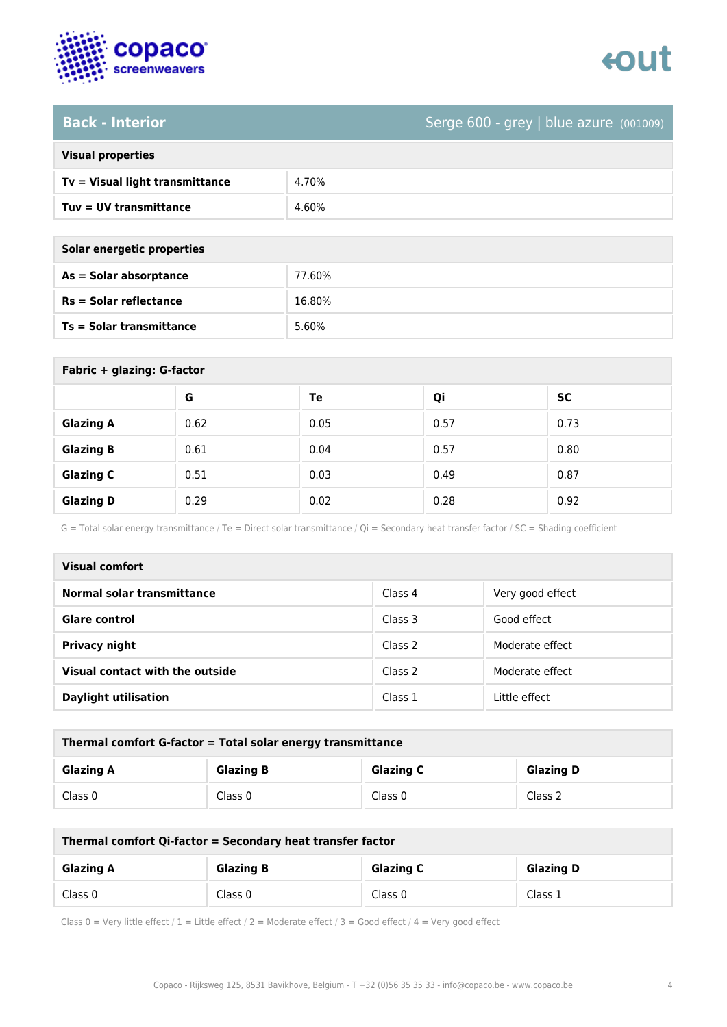## Back - Interior

Serge 600 - grey | blue azure (001009)

| Visual properties | |
|---|---|
| **Tv = Visual light transmittance** | 4.70% |
| **Tuv = UV transmittance** | 4.60% |

| Solar energetic properties | |
|---|---|
| **As = Solar absorptance** | 77.60% |
| **Rs = Solar reflectance** | 16.80% |
| **Ts = Solar transmittance** | 5.60% |

**Fabric + glazing: G-factor**

| | G | Te | Qi | SC |
|---|---|---|---|---|
| **Glazing A** | 0.62 | 0.05 | 0.57 | 0.73 |
| **Glazing B** | 0.61 | 0.04 | 0.57 | 0.80 |
| **Glazing C** | 0.51 | 0.03 | 0.49 | 0.87 |
| **Glazing D** | 0.29 | 0.02 | 0.28 | 0.92 |

G = Total solar energy transmittance / Te = Direct solar transmittance / Qi = Secondary heat transfer factor / SC = Shading coefficient

| Visual comfort | | |
|---|---|---|
| **Normal solar transmittance** | Class 4 | Very good effect |
| **Glare control** | Class 3 | Good effect |
| **Privacy night** | Class 2 | Moderate effect |
| **Visual contact with the outside** | Class 2 | Moderate effect |
| **Daylight utilisation** | Class 1 | Little effect |

**Thermal comfort G-factor = Total solar energy transmittance**

| Glazing A | Glazing B | Glazing C | Glazing D |
|---|---|---|---|
| Class 0 | Class 0 | Class 0 | Class 2 |

**Thermal comfort Qi-factor = Secondary heat transfer factor**

| Glazing A | Glazing B | Glazing C | Glazing D |
|---|---|---|---|
| Class 0 | Class 0 | Class 0 | Class 1 |

Class 0 = Very little effect / 1 = Little effect / 2 = Moderate effect / 3 = Good effect / 4 = Very good effect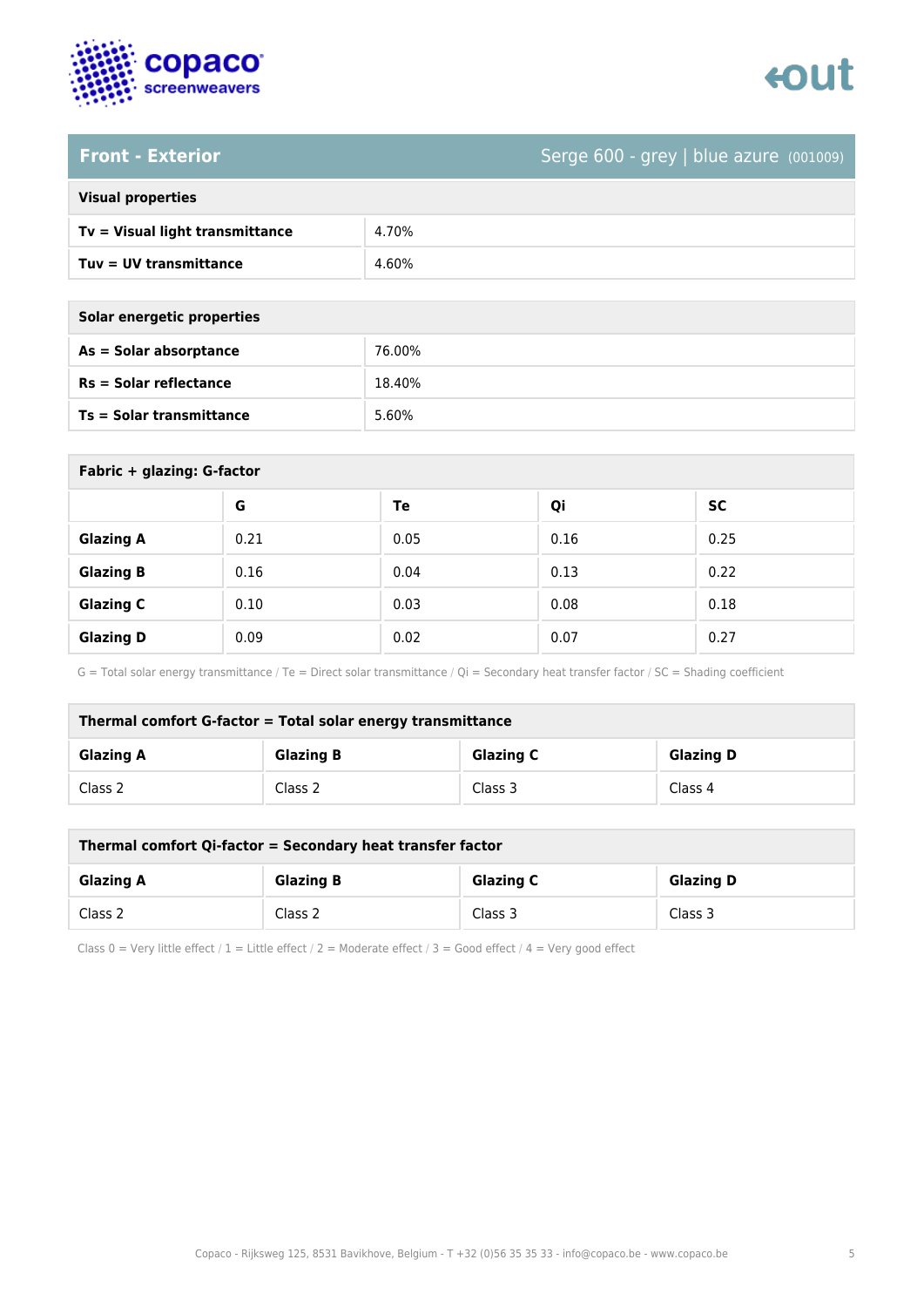## Front - Exterior

Serge 600 - grey | blue azure (001009)

| Visual properties | |
|---|---|
| **Tv = Visual light transmittance** | 4.70% |
| **Tuv = UV transmittance** | 4.60% |

| Solar energetic properties | |
|---|---|
| **As = Solar absorptance** | 76.00% |
| **Rs = Solar reflectance** | 18.40% |
| **Ts = Solar transmittance** | 5.60% |

**Fabric + glazing: G-factor**

| | G | Te | Qi | SC |
|---|---|---|---|---|
| **Glazing A** | 0.21 | 0.05 | 0.16 | 0.25 |
| **Glazing B** | 0.16 | 0.04 | 0.13 | 0.22 |
| **Glazing C** | 0.10 | 0.03 | 0.08 | 0.18 |
| **Glazing D** | 0.09 | 0.02 | 0.07 | 0.27 |

G = Total solar energy transmittance / Te = Direct solar transmittance / Qi = Secondary heat transfer factor / SC = Shading coefficient

**Thermal comfort G-factor = Total solar energy transmittance**

| Glazing A | Glazing B | Glazing C | Glazing D |
|---|---|---|---|
| Class 2 | Class 2 | Class 3 | Class 4 |

**Thermal comfort Qi-factor = Secondary heat transfer factor**

| Glazing A | Glazing B | Glazing C | Glazing D |
|---|---|---|---|
| Class 2 | Class 2 | Class 3 | Class 3 |

Class 0 = Very little effect / 1 = Little effect / 2 = Moderate effect / 3 = Good effect / 4 = Very good effect

Copaco - Rijksweg 125, 8531 Bavikhove, Belgium - T +32 (0)56 35 35 33 - info@copaco.be - www.copaco.be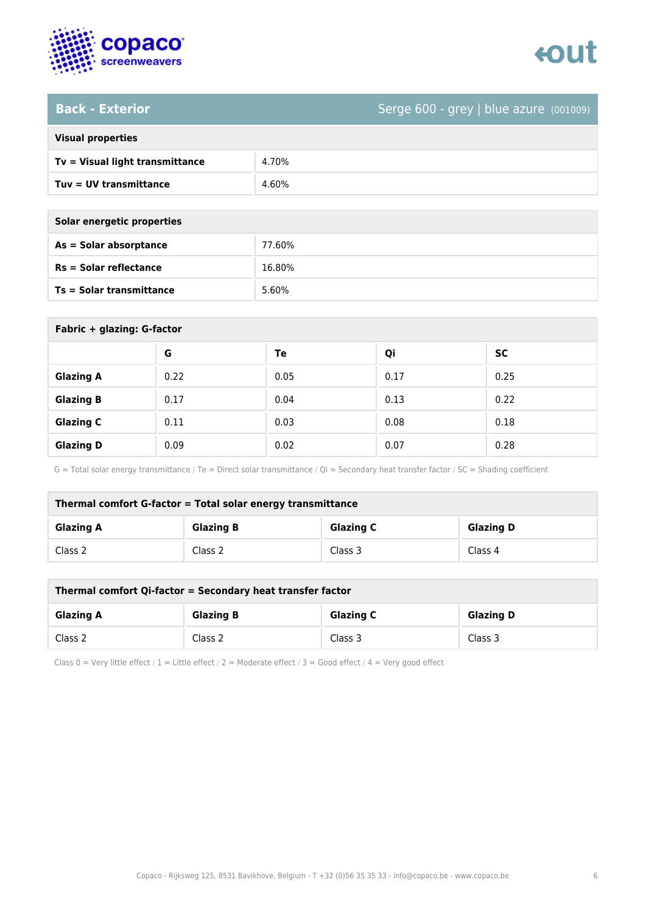## Back - Exterior

Serge 600 - grey | blue azure (001009)

| Visual properties | |
|---|---|
| **Tv = Visual light transmittance** | 4.70% |
| **Tuv = UV transmittance** | 4.60% |

| Solar energetic properties | |
|---|---|
| **As = Solar absorptance** | 77.60% |
| **Rs = Solar reflectance** | 16.80% |
| **Ts = Solar transmittance** | 5.60% |

**Fabric + glazing: G-factor**

| | G | Te | Qi | SC |
|---|---|---|---|---|
| **Glazing A** | 0.22 | 0.05 | 0.17 | 0.25 |
| **Glazing B** | 0.17 | 0.04 | 0.13 | 0.22 |
| **Glazing C** | 0.11 | 0.03 | 0.08 | 0.18 |
| **Glazing D** | 0.09 | 0.02 | 0.07 | 0.28 |

G = Total solar energy transmittance / Te = Direct solar transmittance / Qi = Secondary heat transfer factor / SC = Shading coefficient

**Thermal comfort G-factor = Total solar energy transmittance**

| Glazing A | Glazing B | Glazing C | Glazing D |
|---|---|---|---|
| Class 2 | Class 2 | Class 3 | Class 4 |

**Thermal comfort Qi-factor = Secondary heat transfer factor**

| Glazing A | Glazing B | Glazing C | Glazing D |
|---|---|---|---|
| Class 2 | Class 2 | Class 3 | Class 3 |

Class 0 = Very little effect / 1 = Little effect / 2 = Moderate effect / 3 = Good effect / 4 = Very good effect

Copaco - Rijksweg 125, 8531 Bavikhove, Belgium - T +32 (0)56 35 35 33 - info@copaco.be - www.copaco.be